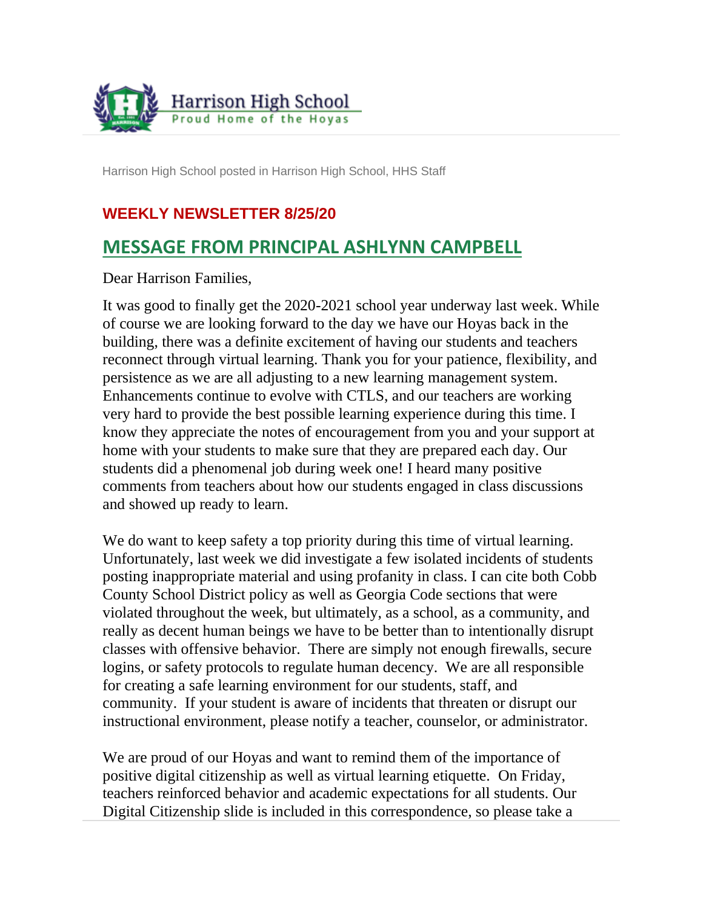Harrison High School
Proud Home of the Hoyas

Harrison High School posted in Harrison High School, HHS Staff

### WEEKLY NEWSLETTER 8/25/20

## MESSAGE FROM PRINCIPAL ASHLYNN CAMPBELL

Dear Harrison Families,

It was good to finally get the 2020-2021 school year underway last week. While of course we are looking forward to the day we have our Hoyas back in the building, there was a definite excitement of having our students and teachers reconnect through virtual learning. Thank you for your patience, flexibility, and persistence as we are all adjusting to a new learning management system. Enhancements continue to evolve with CTLS, and our teachers are working very hard to provide the best possible learning experience during this time. I know they appreciate the notes of encouragement from you and your support at home with your students to make sure that they are prepared each day. Our students did a phenomenal job during week one! I heard many positive comments from teachers about how our students engaged in class discussions and showed up ready to learn.

We do want to keep safety a top priority during this time of virtual learning. Unfortunately, last week we did investigate a few isolated incidents of students posting inappropriate material and using profanity in class. I can cite both Cobb County School District policy as well as Georgia Code sections that were violated throughout the week, but ultimately, as a school, as a community, and really as decent human beings we have to be better than to intentionally disrupt classes with offensive behavior. There are simply not enough firewalls, secure logins, or safety protocols to regulate human decency. We are all responsible for creating a safe learning environment for our students, staff, and community. If your student is aware of incidents that threaten or disrupt our instructional environment, please notify a teacher, counselor, or administrator.

We are proud of our Hoyas and want to remind them of the importance of positive digital citizenship as well as virtual learning etiquette. On Friday, teachers reinforced behavior and academic expectations for all students. Our Digital Citizenship slide is included in this correspondence, so please take a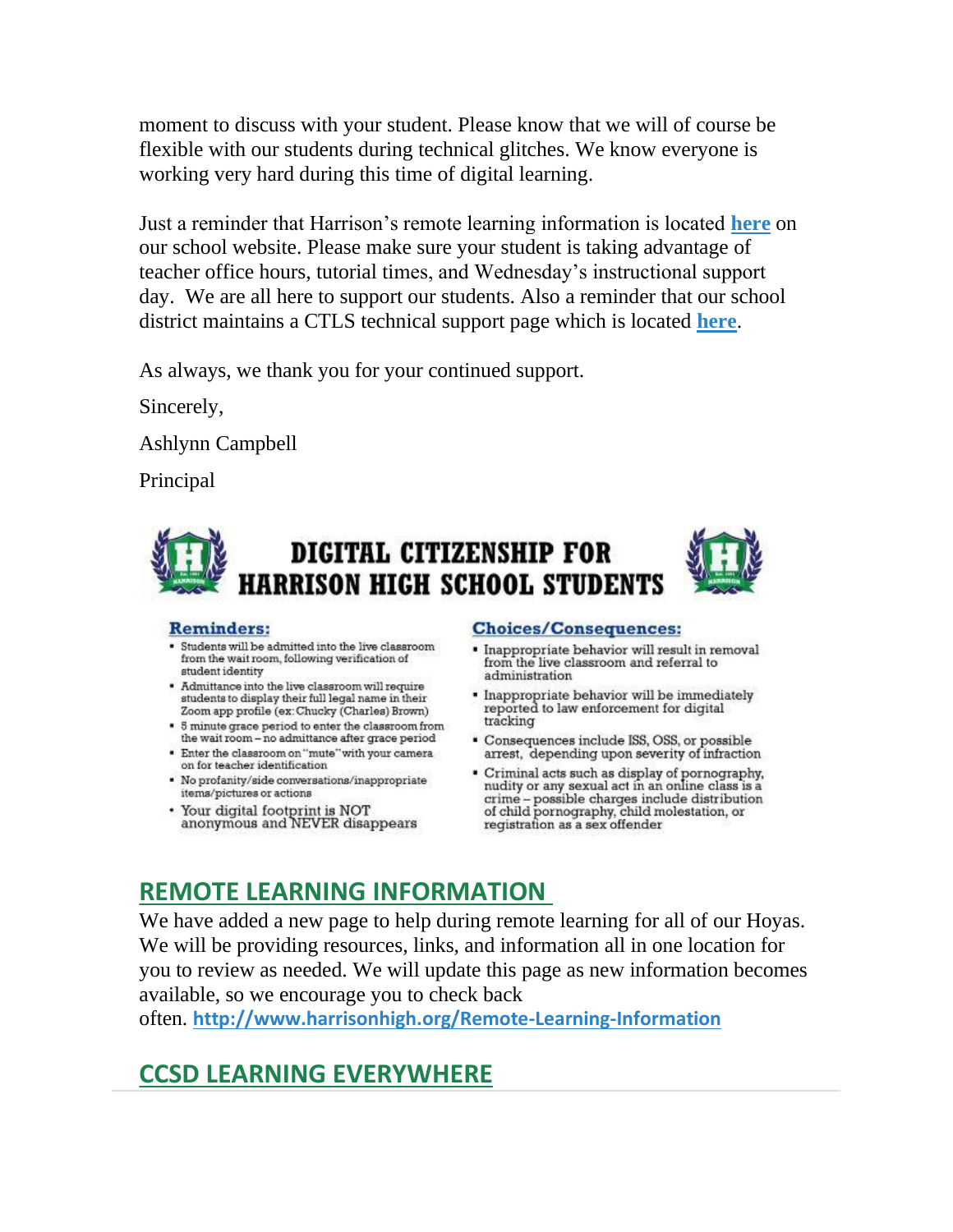moment to discuss with your student. Please know that we will of course be flexible with our students during technical glitches. We know everyone is working very hard during this time of digital learning.

Just a reminder that Harrison's remote learning information is located **here** on our school website. Please make sure your student is taking advantage of teacher office hours, tutorial times, and Wednesday's instructional support day. We are all here to support our students. Also a reminder that our school district maintains a CTLS technical support page which is located **here**.

As always, we thank you for your continued support.

Sincerely,

Ashlynn Campbell

Principal

# DIGITAL CITIZENSHIP FOR HARRISON HIGH SCHOOL STUDENTS

**Reminders:**

- Students will be admitted into the live classroom from the wait room, following verification of student identity
- Admittance into the live classroom will require students to display their full legal name in their Zoom app profile (ex: Chucky (Charles) Brown)
- 5 minute grace period to enter the classroom from the wait room – no admittance after grace period
- Enter the classroom on "mute" with your camera on for teacher identification
- No profanity/side conversations/inappropriate items/pictures or actions
- Your digital footprint is NOT anonymous and NEVER disappears

**Choices/Consequences:**

- Inappropriate behavior will result in removal from the live classroom and referral to administration
- Inappropriate behavior will be immediately reported to law enforcement for digital tracking
- Consequences include ISS, OSS, or possible arrest, depending upon severity of infraction
- Criminal acts such as display of pornography, nudity or any sexual act in an online class is a crime – possible charges include distribution of child pornography, child molestation, or registration as a sex offender

## REMOTE LEARNING INFORMATION

We have added a new page to help during remote learning for all of our Hoyas. We will be providing resources, links, and information all in one location for you to review as needed. We will update this page as new information becomes available, so we encourage you to check back often. **http://www.harrisonhigh.org/Remote-Learning-Information**

## CCSD LEARNING EVERYWHERE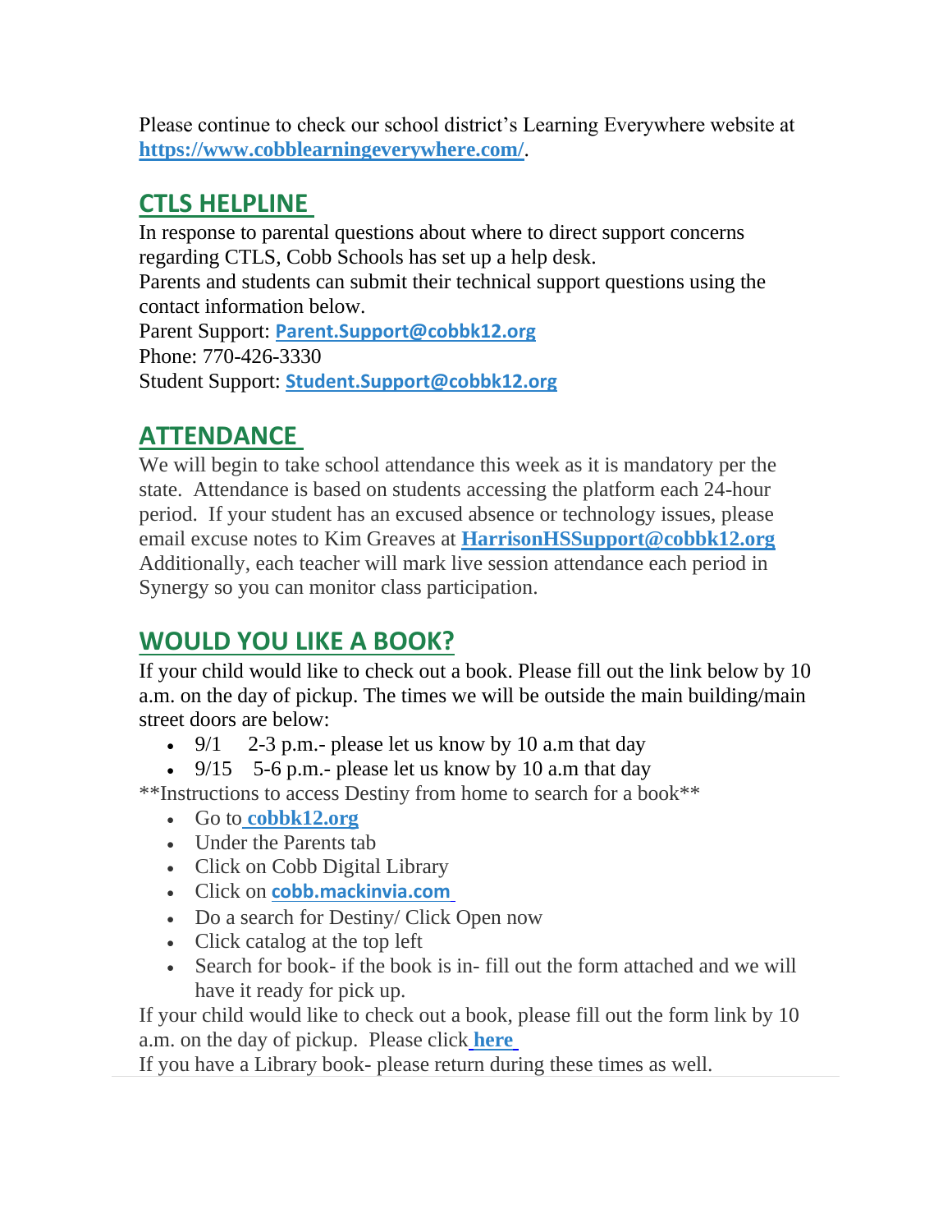Please continue to check our school district's Learning Everywhere website at **https://www.cobblearningeverywhere.com/**.

## CTLS HELPLINE

In response to parental questions about where to direct support concerns regarding CTLS, Cobb Schools has set up a help desk.

Parents and students can submit their technical support questions using the contact information below.

Parent Support: **Parent.Support@cobbk12.org**
Phone: 770-426-3330
Student Support: **Student.Support@cobbk12.org**

## ATTENDANCE

We will begin to take school attendance this week as it is mandatory per the state. Attendance is based on students accessing the platform each 24-hour period. If your student has an excused absence or technology issues, please email excuse notes to Kim Greaves at **HarrisonHSSupport@cobbk12.org** Additionally, each teacher will mark live session attendance each period in Synergy so you can monitor class participation.

## WOULD YOU LIKE A BOOK?

If your child would like to check out a book. Please fill out the link below by 10 a.m. on the day of pickup. The times we will be outside the main building/main street doors are below:

- 9/1 2-3 p.m.- please let us know by 10 a.m that day
- 9/15 5-6 p.m.- please let us know by 10 a.m that day

**Instructions to access Destiny from home to search for a book**

- Go to **cobbk12.org**
- Under the Parents tab
- Click on Cobb Digital Library
- Click on **cobb.mackinvia.com**
- Do a search for Destiny/ Click Open now
- Click catalog at the top left
- Search for book- if the book is in- fill out the form attached and we will have it ready for pick up.

If your child would like to check out a book, please fill out the form link by 10 a.m. on the day of pickup. Please click **here**

If you have a Library book- please return during these times as well.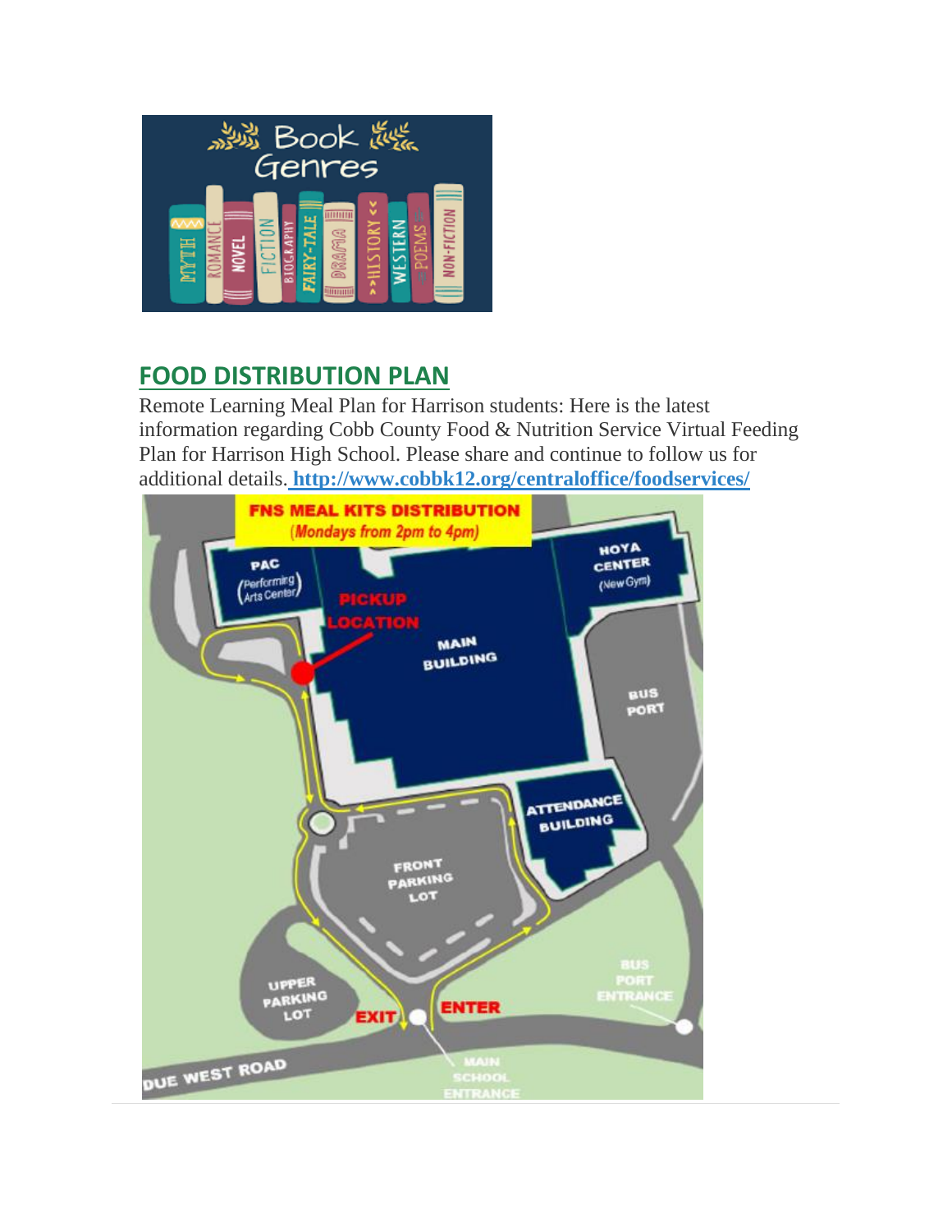## FOOD DISTRIBUTION PLAN

Remote Learning Meal Plan for Harrison students: Here is the latest information regarding Cobb County Food & Nutrition Service Virtual Feeding Plan for Harrison High School. Please share and continue to follow us for additional details. http://www.cobbk12.org/centraloffice/foodservices/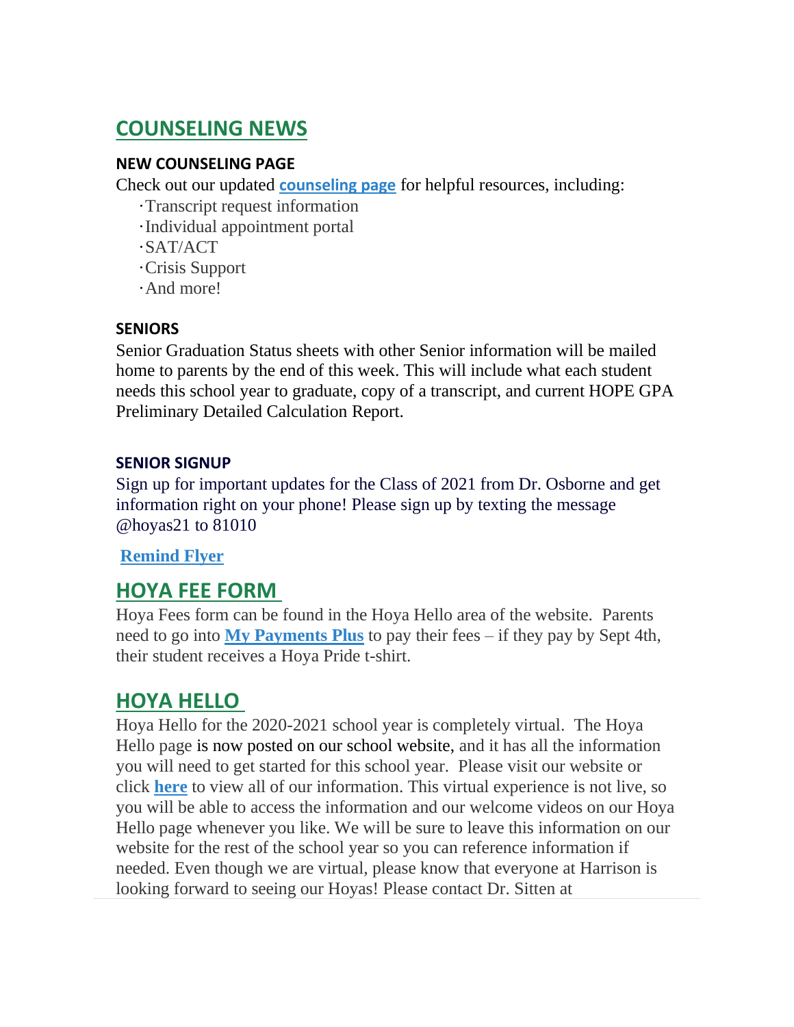## COUNSELING NEWS

### NEW COUNSELING PAGE

Check out our updated **counseling page** for helpful resources, including:

- Transcript request information
- Individual appointment portal
- SAT/ACT
- Crisis Support
- And more!

### SENIORS

Senior Graduation Status sheets with other Senior information will be mailed home to parents by the end of this week. This will include what each student needs this school year to graduate, copy of a transcript, and current HOPE GPA Preliminary Detailed Calculation Report.

### SENIOR SIGNUP

Sign up for important updates for the Class of 2021 from Dr. Osborne and get information right on your phone! Please sign up by texting the message @hoyas21 to 81010

**Remind Flyer**

## HOYA FEE FORM

Hoya Fees form can be found in the Hoya Hello area of the website. Parents need to go into **My Payments Plus** to pay their fees – if they pay by Sept 4th, their student receives a Hoya Pride t-shirt.

## HOYA HELLO

Hoya Hello for the 2020-2021 school year is completely virtual. The Hoya Hello page is now posted on our school website, and it has all the information you will need to get started for this school year. Please visit our website or click **here** to view all of our information. This virtual experience is not live, so you will be able to access the information and our welcome videos on our Hoya Hello page whenever you like. We will be sure to leave this information on our website for the rest of the school year so you can reference information if needed. Even though we are virtual, please know that everyone at Harrison is looking forward to seeing our Hoyas! Please contact Dr. Sitten at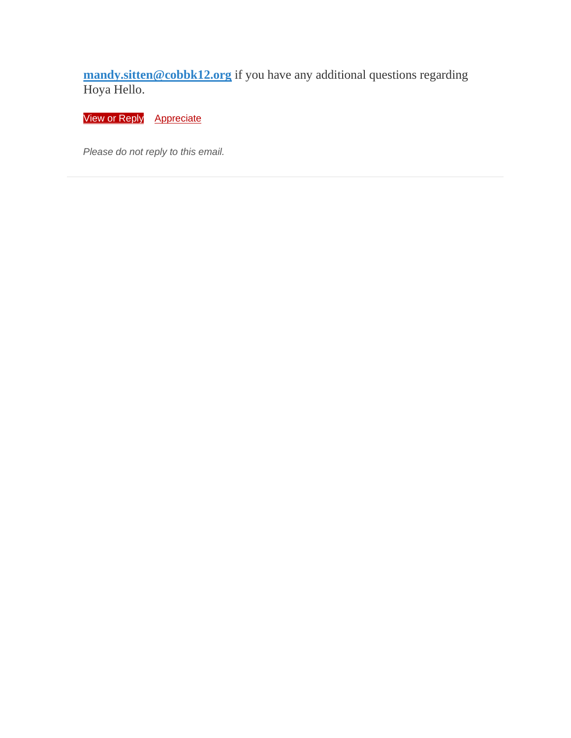**mandy.sitten@cobbk12.org** if you have any additional questions regarding Hoya Hello.

View or Reply    Appreciate

*Please do not reply to this email.*

---